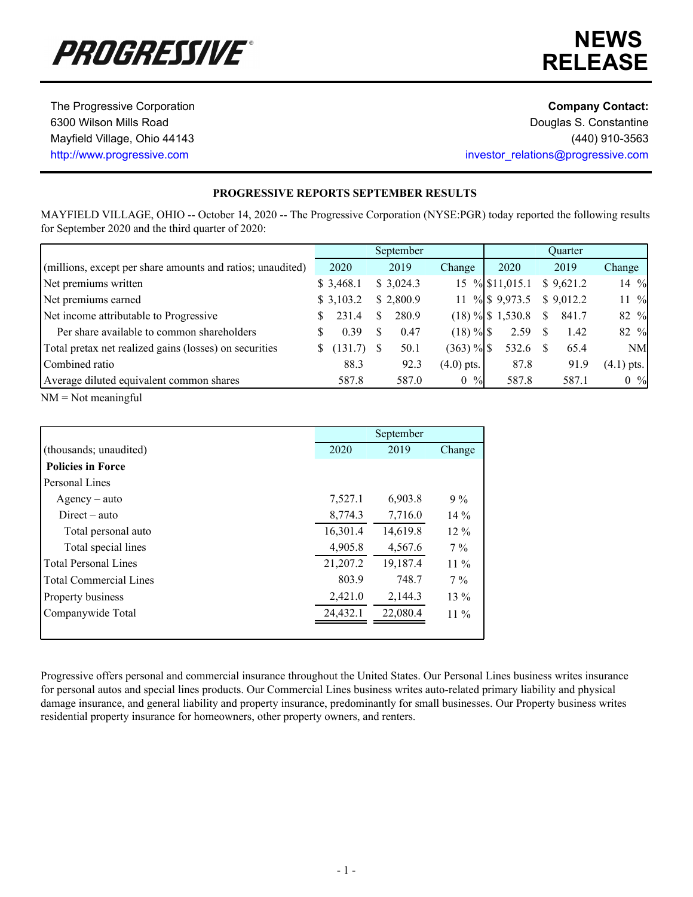**PROGRESSIVE**

# NEWS RELEASE

The Progressive Corporation
6300 Wilson Mills Road
Mayfield Village, Ohio 44143
http://www.progressive.com

**Company Contact:**
Douglas S. Constantine
(440) 910-3563
investor_relations@progressive.com

## PROGRESSIVE REPORTS SEPTEMBER RESULTS

MAYFIELD VILLAGE, OHIO -- October 14, 2020 -- The Progressive Corporation (NYSE:PGR) today reported the following results for September 2020 and the third quarter of 2020:

| | September | | | Quarter | | |
|---|---|---|---|---|---|---|
| (millions, except per share amounts and ratios; unaudited) | 2020 | 2019 | Change | 2020 | 2019 | Change |
| Net premiums written | $ 3,468.1 | $ 3,024.3 | 15 % | $11,015.1 | $ 9,621.2 | 14 % |
| Net premiums earned | $ 3,103.2 | $ 2,800.9 | 11 % | $ 9,973.5 | $ 9,012.2 | 11 % |
| Net income attributable to Progressive | $ 231.4 | $ 280.9 | (18) % | $ 1,530.8 | $ 841.7 | 82 % |
| Per share available to common shareholders | $ 0.39 | $ 0.47 | (18) % | $ 2.59 | $ 1.42 | 82 % |
| Total pretax net realized gains (losses) on securities | $ (131.7) | $ 50.1 | (363) % | $ 532.6 | $ 65.4 | NM |
| Combined ratio | 88.3 | 92.3 | (4.0) pts. | 87.8 | 91.9 | (4.1) pts. |
| Average diluted equivalent common shares | 587.8 | 587.0 | 0 % | 587.8 | 587.1 | 0 % |

NM = Not meaningful

| | September | | |
|---|---|---|---|
| (thousands; unaudited) | 2020 | 2019 | Change |
| **Policies in Force** | | | |
| Personal Lines | | | |
| Agency – auto | 7,527.1 | 6,903.8 | 9 % |
| Direct – auto | 8,774.3 | 7,716.0 | 14 % |
| Total personal auto | 16,301.4 | 14,619.8 | 12 % |
| Total special lines | 4,905.8 | 4,567.6 | 7 % |
| Total Personal Lines | 21,207.2 | 19,187.4 | 11 % |
| Total Commercial Lines | 803.9 | 748.7 | 7 % |
| Property business | 2,421.0 | 2,144.3 | 13 % |
| Companywide Total | 24,432.1 | 22,080.4 | 11 % |

Progressive offers personal and commercial insurance throughout the United States. Our Personal Lines business writes insurance for personal autos and special lines products. Our Commercial Lines business writes auto-related primary liability and physical damage insurance, and general liability and property insurance, predominantly for small businesses. Our Property business writes residential property insurance for homeowners, other property owners, and renters.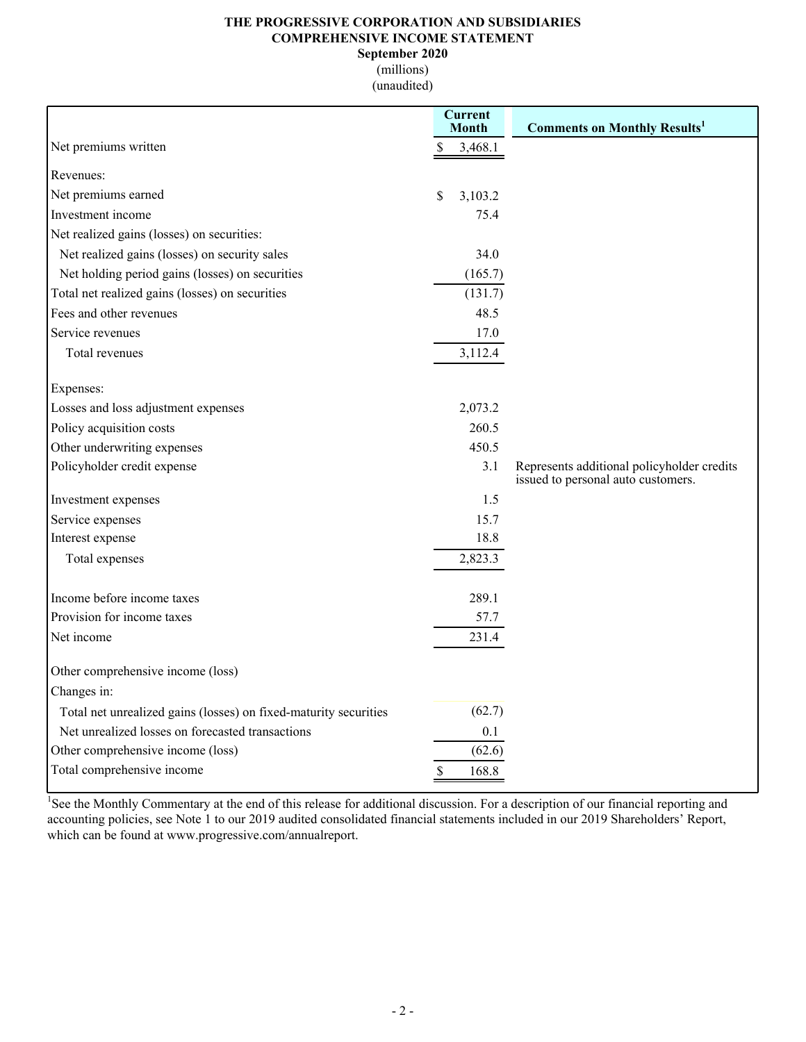# THE PROGRESSIVE CORPORATION AND SUBSIDIARIES
## COMPREHENSIVE INCOME STATEMENT
### September 2020
(millions)
(unaudited)

| | Current Month | Comments on Monthly Results[1] |
|---|---|---|
| Net premiums written | $ 3,468.1 | |
| Revenues: | | |
| Net premiums earned | $ 3,103.2 | |
| Investment income | 75.4 | |
| Net realized gains (losses) on securities: | | |
| Net realized gains (losses) on security sales | 34.0 | |
| Net holding period gains (losses) on securities | (165.7) | |
| Total net realized gains (losses) on securities | (131.7) | |
| Fees and other revenues | 48.5 | |
| Service revenues | 17.0 | |
| Total revenues | 3,112.4 | |
| Expenses: | | |
| Losses and loss adjustment expenses | 2,073.2 | |
| Policy acquisition costs | 260.5 | |
| Other underwriting expenses | 450.5 | |
| Policyholder credit expense | 3.1 | Represents additional policyholder credits issued to personal auto customers. |
| Investment expenses | 1.5 | |
| Service expenses | 15.7 | |
| Interest expense | 18.8 | |
| Total expenses | 2,823.3 | |
| Income before income taxes | 289.1 | |
| Provision for income taxes | 57.7 | |
| Net income | 231.4 | |
| Other comprehensive income (loss) | | |
| Changes in: | | |
| Total net unrealized gains (losses) on fixed-maturity securities | (62.7) | |
| Net unrealized losses on forecasted transactions | 0.1 | |
| Other comprehensive income (loss) | (62.6) | |
| Total comprehensive income | $ 168.8 | |

[1]See the Monthly Commentary at the end of this release for additional discussion. For a description of our financial reporting and accounting policies, see Note 1 to our 2019 audited consolidated financial statements included in our 2019 Shareholders' Report, which can be found at www.progressive.com/annualreport.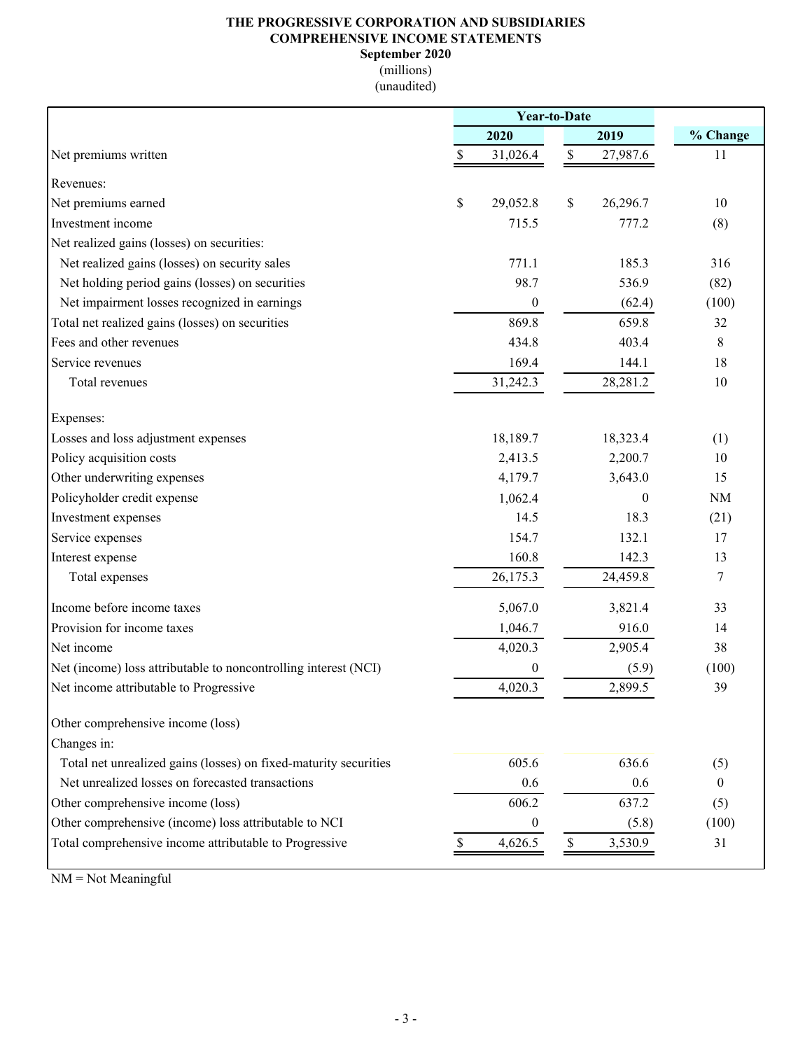# THE PROGRESSIVE CORPORATION AND SUBSIDIARIES
## COMPREHENSIVE INCOME STATEMENTS
### September 2020
(millions)
(unaudited)

| | Year-to-Date | | |
|---|---|---|---|
| | 2020 | 2019 | % Change |
| Net premiums written | $ 31,026.4 | $ 27,987.6 | 11 |
| Revenues: | | | |
| Net premiums earned | $ 29,052.8 | $ 26,296.7 | 10 |
| Investment income | 715.5 | 777.2 | (8) |
| Net realized gains (losses) on securities: | | | |
| Net realized gains (losses) on security sales | 771.1 | 185.3 | 316 |
| Net holding period gains (losses) on securities | 98.7 | 536.9 | (82) |
| Net impairment losses recognized in earnings | 0 | (62.4) | (100) |
| Total net realized gains (losses) on securities | 869.8 | 659.8 | 32 |
| Fees and other revenues | 434.8 | 403.4 | 8 |
| Service revenues | 169.4 | 144.1 | 18 |
| Total revenues | 31,242.3 | 28,281.2 | 10 |
| Expenses: | | | |
| Losses and loss adjustment expenses | 18,189.7 | 18,323.4 | (1) |
| Policy acquisition costs | 2,413.5 | 2,200.7 | 10 |
| Other underwriting expenses | 4,179.7 | 3,643.0 | 15 |
| Policyholder credit expense | 1,062.4 | 0 | NM |
| Investment expenses | 14.5 | 18.3 | (21) |
| Service expenses | 154.7 | 132.1 | 17 |
| Interest expense | 160.8 | 142.3 | 13 |
| Total expenses | 26,175.3 | 24,459.8 | 7 |
| Income before income taxes | 5,067.0 | 3,821.4 | 33 |
| Provision for income taxes | 1,046.7 | 916.0 | 14 |
| Net income | 4,020.3 | 2,905.4 | 38 |
| Net (income) loss attributable to noncontrolling interest (NCI) | 0 | (5.9) | (100) |
| Net income attributable to Progressive | 4,020.3 | 2,899.5 | 39 |
| Other comprehensive income (loss) | | | |
| Changes in: | | | |
| Total net unrealized gains (losses) on fixed-maturity securities | 605.6 | 636.6 | (5) |
| Net unrealized losses on forecasted transactions | 0.6 | 0.6 | 0 |
| Other comprehensive income (loss) | 606.2 | 637.2 | (5) |
| Other comprehensive (income) loss attributable to NCI | 0 | (5.8) | (100) |
| Total comprehensive income attributable to Progressive | $ 4,626.5 | $ 3,530.9 | 31 |

NM = Not Meaningful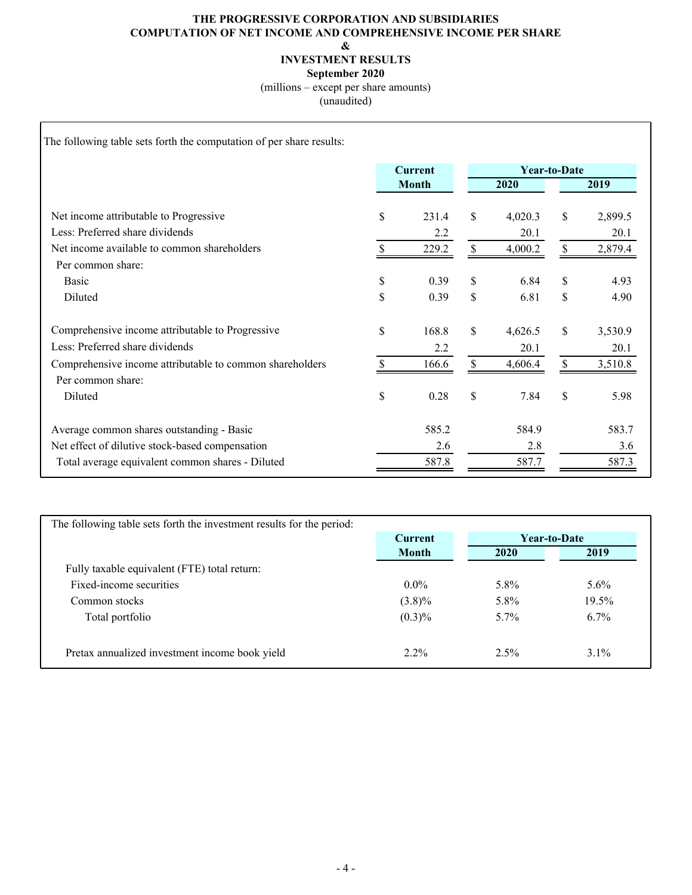# THE PROGRESSIVE CORPORATION AND SUBSIDIARIES
## COMPUTATION OF NET INCOME AND COMPREHENSIVE INCOME PER SHARE
## &
## INVESTMENT RESULTS
### September 2020

(millions – except per share amounts)
(unaudited)

The following table sets forth the computation of per share results:

| | Current Month | Year-to-Date 2020 | Year-to-Date 2019 |
|---|---|---|---|
| Net income attributable to Progressive | $ 231.4 | $ 4,020.3 | $ 2,899.5 |
| Less: Preferred share dividends | 2.2 | 20.1 | 20.1 |
| Net income available to common shareholders | $ 229.2 | $ 4,000.2 | $ 2,879.4 |
| Per common share: | | | |
| Basic | $ 0.39 | $ 6.84 | $ 4.93 |
| Diluted | $ 0.39 | $ 6.81 | $ 4.90 |
| | | | |
| Comprehensive income attributable to Progressive | $ 168.8 | $ 4,626.5 | $ 3,530.9 |
| Less: Preferred share dividends | 2.2 | 20.1 | 20.1 |
| Comprehensive income attributable to common shareholders | $ 166.6 | $ 4,606.4 | $ 3,510.8 |
| Per common share: | | | |
| Diluted | $ 0.28 | $ 7.84 | $ 5.98 |
| | | | |
| Average common shares outstanding - Basic | 585.2 | 584.9 | 583.7 |
| Net effect of dilutive stock-based compensation | 2.6 | 2.8 | 3.6 |
| Total average equivalent common shares - Diluted | 587.8 | 587.7 | 587.3 |

The following table sets forth the investment results for the period:

| | Current Month | Year-to-Date 2020 | Year-to-Date 2019 |
|---|---|---|---|
| Fully taxable equivalent (FTE) total return: | | | |
| Fixed-income securities | 0.0% | 5.8% | 5.6% |
| Common stocks | (3.8)% | 5.8% | 19.5% |
| Total portfolio | (0.3)% | 5.7% | 6.7% |
| | | | |
| Pretax annualized investment income book yield | 2.2% | 2.5% | 3.1% |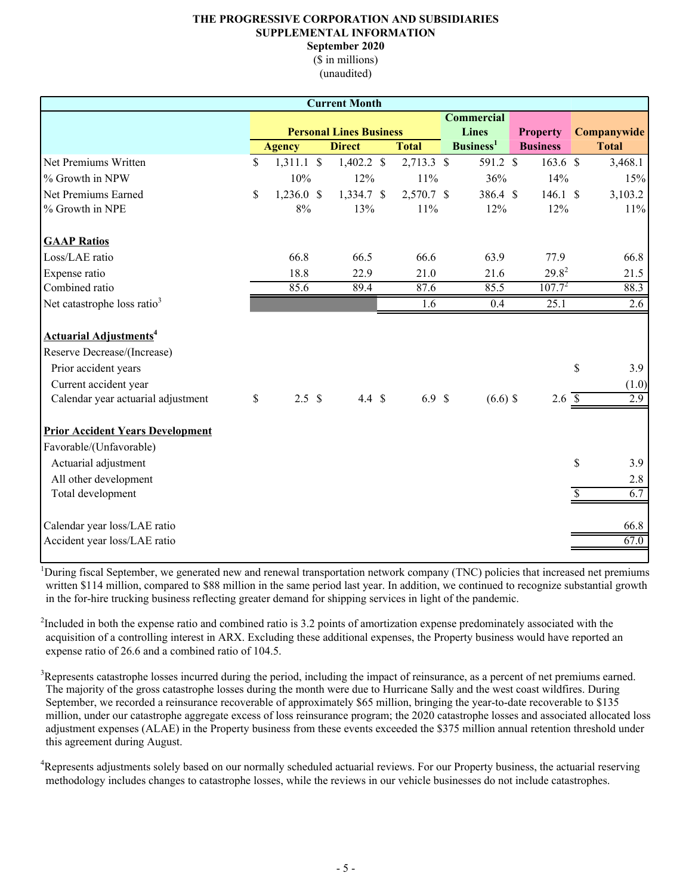**THE PROGRESSIVE CORPORATION AND SUBSIDIARIES**
**SUPPLEMENTAL INFORMATION**
**September 2020**
($ in millions)
(unaudited)

| Current Month | | | | | | |
|---|---|---|---|---|---|---|
| | Personal Lines Business | | | Commercial Lines Business[1] | Property Business | Companywide Total |
| | Agency | Direct | Total | | | |
| Net Premiums Written | $ 1,311.1 | $ 1,402.2 | $ 2,713.3 | $ 591.2 | $ 163.6 | $ 3,468.1 |
| % Growth in NPW | 10% | 12% | 11% | 36% | 14% | 15% |
| Net Premiums Earned | $ 1,236.0 | $ 1,334.7 | $ 2,570.7 | $ 386.4 | $ 146.1 | $ 3,103.2 |
| % Growth in NPE | 8% | 13% | 11% | 12% | 12% | 11% |
| **GAAP Ratios** | | | | | | |
| Loss/LAE ratio | 66.8 | 66.5 | 66.6 | 63.9 | 77.9 | 66.8 |
| Expense ratio | 18.8 | 22.9 | 21.0 | 21.6 | 29.8[2] | 21.5 |
| Combined ratio | 85.6 | 89.4 | 87.6 | 85.5 | 107.7[2] | 88.3 |
| Net catastrophe loss ratio[3] | | | 1.6 | 0.4 | 25.1 | 2.6 |
| **Actuarial Adjustments[4]** | | | | | | |
| Reserve Decrease/(Increase) | | | | | | |
| Prior accident years | | | | | | $ 3.9 |
| Current accident year | | | | | | (1.0) |
| Calendar year actuarial adjustment | $ 2.5 | $ 4.4 | $ 6.9 | $ (6.6) | $ 2.6 | $ 2.9 |
| **Prior Accident Years Development** | | | | | | |
| Favorable/(Unfavorable) | | | | | | |
| Actuarial adjustment | | | | | | $ 3.9 |
| All other development | | | | | | 2.8 |
| Total development | | | | | | $ 6.7 |
| Calendar year loss/LAE ratio | | | | | | 66.8 |
| Accident year loss/LAE ratio | | | | | | 67.0 |

[1]During fiscal September, we generated new and renewal transportation network company (TNC) policies that increased net premiums written $114 million, compared to $88 million in the same period last year. In addition, we continued to recognize substantial growth in the for-hire trucking business reflecting greater demand for shipping services in light of the pandemic.

[2]Included in both the expense ratio and combined ratio is 3.2 points of amortization expense predominately associated with the acquisition of a controlling interest in ARX. Excluding these additional expenses, the Property business would have reported an expense ratio of 26.6 and a combined ratio of 104.5.

[3]Represents catastrophe losses incurred during the period, including the impact of reinsurance, as a percent of net premiums earned. The majority of the gross catastrophe losses during the month were due to Hurricane Sally and the west coast wildfires. During September, we recorded a reinsurance recoverable of approximately $65 million, bringing the year-to-date recoverable to $135 million, under our catastrophe aggregate excess of loss reinsurance program; the 2020 catastrophe losses and associated allocated loss adjustment expenses (ALAE) in the Property business from these events exceeded the $375 million annual retention threshold under this agreement during August.

[4]Represents adjustments solely based on our normally scheduled actuarial reviews. For our Property business, the actuarial reserving methodology includes changes to catastrophe losses, while the reviews in our vehicle businesses do not include catastrophes.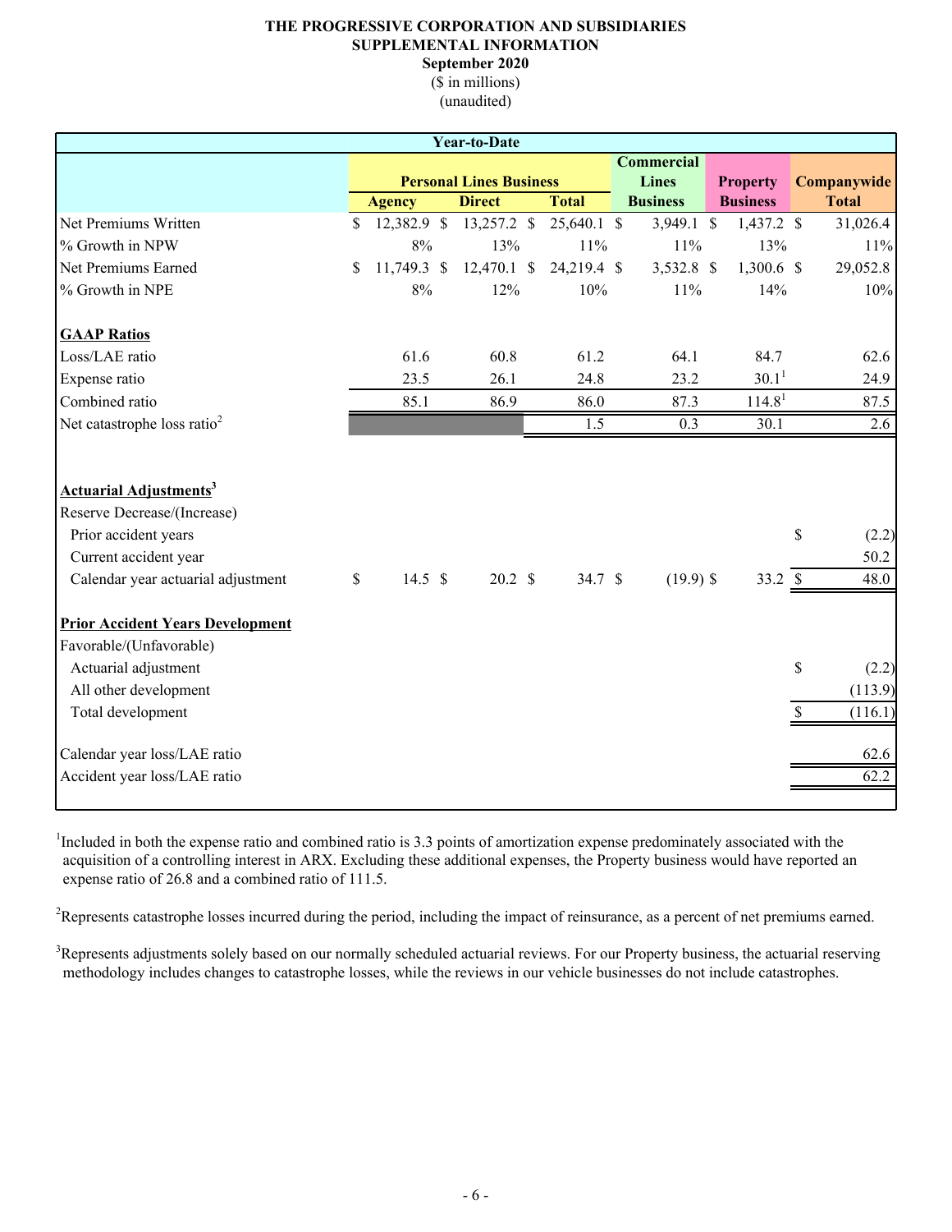# THE PROGRESSIVE CORPORATION AND SUBSIDIARIES
## SUPPLEMENTAL INFORMATION
### September 2020
($ in millions)
(unaudited)

| Year-to-Date | Personal Lines Business | | | Commercial Lines Business | Property Business | Companywide Total |
|---|---|---|---|---|---|---|
| | Agency | Direct | Total | | | |
| Net Premiums Written | $ 12,382.9 | $ 13,257.2 | $ 25,640.1 | $ 3,949.1 | $ 1,437.2 | $ 31,026.4 |
| % Growth in NPW | 8% | 13% | 11% | 11% | 13% | 11% |
| Net Premiums Earned | $ 11,749.3 | $ 12,470.1 | $ 24,219.4 | $ 3,532.8 | $ 1,300.6 | $ 29,052.8 |
| % Growth in NPE | 8% | 12% | 10% | 11% | 14% | 10% |
| **GAAP Ratios** | | | | | | |
| Loss/LAE ratio | 61.6 | 60.8 | 61.2 | 64.1 | 84.7 | 62.6 |
| Expense ratio | 23.5 | 26.1 | 24.8 | 23.2 | 30.1[1] | 24.9 |
| Combined ratio | 85.1 | 86.9 | 86.0 | 87.3 | 114.8[1] | 87.5 |
| Net catastrophe loss ratio[2] | | | 1.5 | 0.3 | 30.1 | 2.6 |
| **Actuarial Adjustments[3]** | | | | | | |
| Reserve Decrease/(Increase) | | | | | | |
| Prior accident years | | | | | | $ (2.2) |
| Current accident year | | | | | | 50.2 |
| Calendar year actuarial adjustment | $ 14.5 | $ 20.2 | $ 34.7 | $ (19.9) | $ 33.2 | $ 48.0 |
| **Prior Accident Years Development** | | | | | | |
| Favorable/(Unfavorable) | | | | | | |
| Actuarial adjustment | | | | | | $ (2.2) |
| All other development | | | | | | (113.9) |
| Total development | | | | | | $ (116.1) |
| Calendar year loss/LAE ratio | | | | | | 62.6 |
| Accident year loss/LAE ratio | | | | | | 62.2 |

[1]Included in both the expense ratio and combined ratio is 3.3 points of amortization expense predominately associated with the acquisition of a controlling interest in ARX. Excluding these additional expenses, the Property business would have reported an expense ratio of 26.8 and a combined ratio of 111.5.

[2]Represents catastrophe losses incurred during the period, including the impact of reinsurance, as a percent of net premiums earned.

[3]Represents adjustments solely based on our normally scheduled actuarial reviews. For our Property business, the actuarial reserving methodology includes changes to catastrophe losses, while the reviews in our vehicle businesses do not include catastrophes.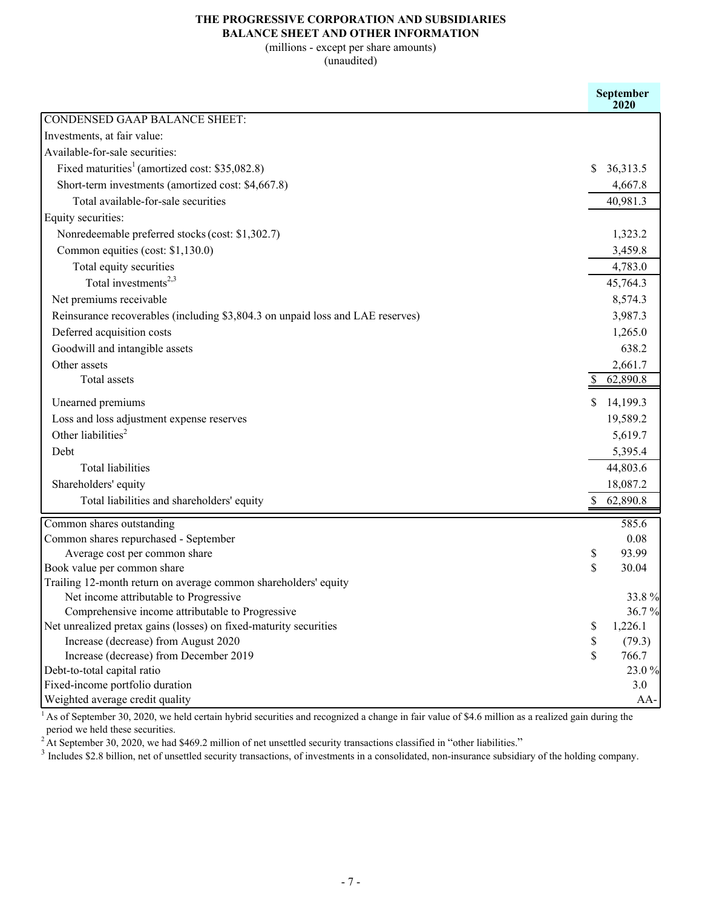# THE PROGRESSIVE CORPORATION AND SUBSIDIARIES
## BALANCE SHEET AND OTHER INFORMATION

(millions - except per share amounts)
(unaudited)

| | September 2020 |
|---|---|
| CONDENSED GAAP BALANCE SHEET: | |
| Investments, at fair value: | |
| Available-for-sale securities: | |
| Fixed maturities[1] (amortized cost: $35,082.8) | $ 36,313.5 |
| Short-term investments (amortized cost: $4,667.8) | 4,667.8 |
| Total available-for-sale securities | 40,981.3 |
| Equity securities: | |
| Nonredeemable preferred stocks (cost: $1,302.7) | 1,323.2 |
| Common equities (cost: $1,130.0) | 3,459.8 |
| Total equity securities | 4,783.0 |
| Total investments[2,3] | 45,764.3 |
| Net premiums receivable | 8,574.3 |
| Reinsurance recoverables (including $3,804.3 on unpaid loss and LAE reserves) | 3,987.3 |
| Deferred acquisition costs | 1,265.0 |
| Goodwill and intangible assets | 638.2 |
| Other assets | 2,661.7 |
| Total assets | $ 62,890.8 |
| Unearned premiums | $ 14,199.3 |
| Loss and loss adjustment expense reserves | 19,589.2 |
| Other liabilities[2] | 5,619.7 |
| Debt | 5,395.4 |
| Total liabilities | 44,803.6 |
| Shareholders' equity | 18,087.2 |
| Total liabilities and shareholders' equity | $ 62,890.8 |

| | September 2020 |
|---|---|
| Common shares outstanding | 585.6 |
| Common shares repurchased - September | 0.08 |
| Average cost per common share | $ 93.99 |
| Book value per common share | $ 30.04 |
| Trailing 12-month return on average common shareholders' equity | |
| Net income attributable to Progressive | 33.8 % |
| Comprehensive income attributable to Progressive | 36.7 % |
| Net unrealized pretax gains (losses) on fixed-maturity securities | $ 1,226.1 |
| Increase (decrease) from August 2020 | $ (79.3) |
| Increase (decrease) from December 2019 | $ 766.7 |
| Debt-to-total capital ratio | 23.0 % |
| Fixed-income portfolio duration | 3.0 |
| Weighted average credit quality | AA- |

[1] As of September 30, 2020, we held certain hybrid securities and recognized a change in fair value of $4.6 million as a realized gain during the period we held these securities.

[2] At September 30, 2020, we had $469.2 million of net unsettled security transactions classified in "other liabilities."

[3] Includes $2.8 billion, net of unsettled security transactions, of investments in a consolidated, non-insurance subsidiary of the holding company.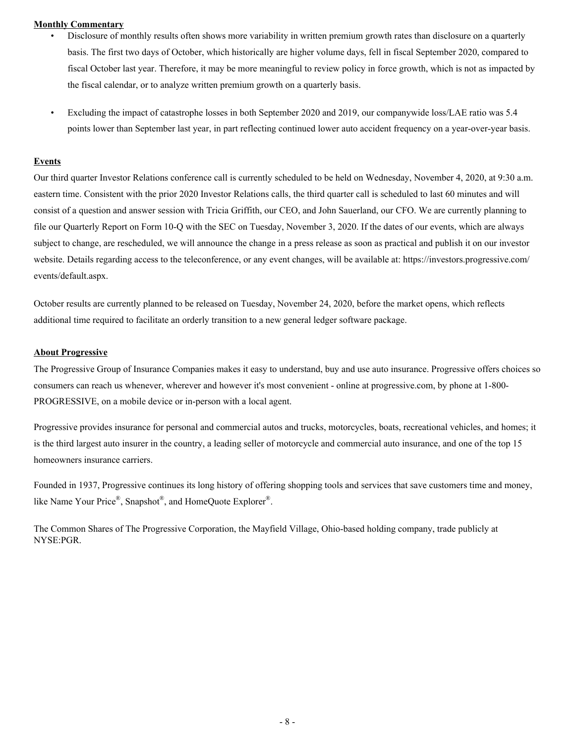**Monthly Commentary**

- Disclosure of monthly results often shows more variability in written premium growth rates than disclosure on a quarterly basis. The first two days of October, which historically are higher volume days, fell in fiscal September 2020, compared to fiscal October last year. Therefore, it may be more meaningful to review policy in force growth, which is not as impacted by the fiscal calendar, or to analyze written premium growth on a quarterly basis.

- Excluding the impact of catastrophe losses in both September 2020 and 2019, our companywide loss/LAE ratio was 5.4 points lower than September last year, in part reflecting continued lower auto accident frequency on a year-over-year basis.

**Events**

Our third quarter Investor Relations conference call is currently scheduled to be held on Wednesday, November 4, 2020, at 9:30 a.m. eastern time. Consistent with the prior 2020 Investor Relations calls, the third quarter call is scheduled to last 60 minutes and will consist of a question and answer session with Tricia Griffith, our CEO, and John Sauerland, our CFO. We are currently planning to file our Quarterly Report on Form 10-Q with the SEC on Tuesday, November 3, 2020. If the dates of our events, which are always subject to change, are rescheduled, we will announce the change in a press release as soon as practical and publish it on our investor website. Details regarding access to the teleconference, or any event changes, will be available at: https://investors.progressive.com/events/default.aspx.

October results are currently planned to be released on Tuesday, November 24, 2020, before the market opens, which reflects additional time required to facilitate an orderly transition to a new general ledger software package.

**About Progressive**

The Progressive Group of Insurance Companies makes it easy to understand, buy and use auto insurance. Progressive offers choices so consumers can reach us whenever, wherever and however it's most convenient - online at progressive.com, by phone at 1-800-PROGRESSIVE, on a mobile device or in-person with a local agent.

Progressive provides insurance for personal and commercial autos and trucks, motorcycles, boats, recreational vehicles, and homes; it is the third largest auto insurer in the country, a leading seller of motorcycle and commercial auto insurance, and one of the top 15 homeowners insurance carriers.

Founded in 1937, Progressive continues its long history of offering shopping tools and services that save customers time and money, like Name Your Price®, Snapshot®, and HomeQuote Explorer®.

The Common Shares of The Progressive Corporation, the Mayfield Village, Ohio-based holding company, trade publicly at NYSE:PGR.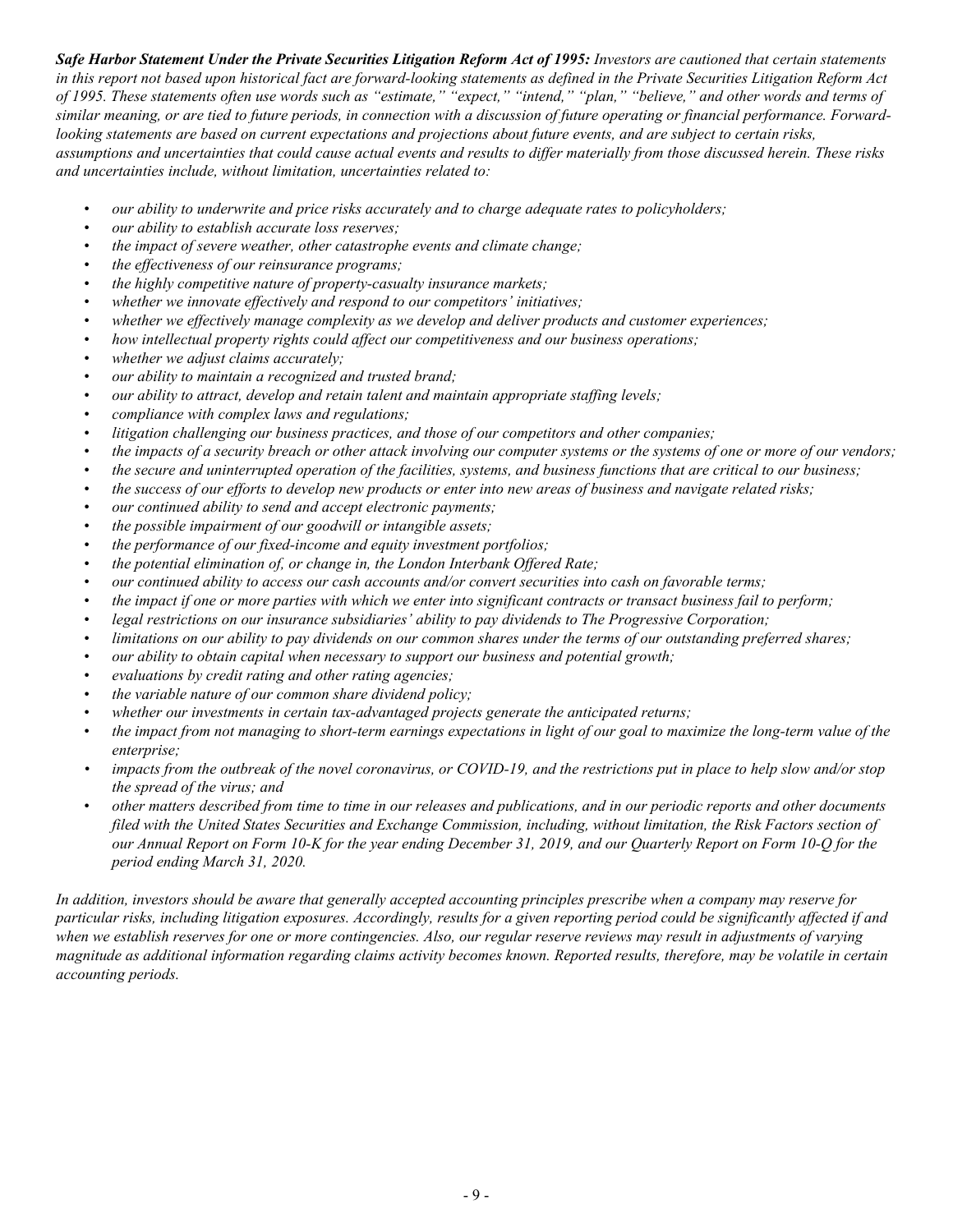***Safe Harbor Statement Under the Private Securities Litigation Reform Act of 1995:*** *Investors are cautioned that certain statements in this report not based upon historical fact are forward-looking statements as defined in the Private Securities Litigation Reform Act of 1995. These statements often use words such as "estimate," "expect," "intend," "plan," "believe," and other words and terms of similar meaning, or are tied to future periods, in connection with a discussion of future operating or financial performance. Forward-looking statements are based on current expectations and projections about future events, and are subject to certain risks, assumptions and uncertainties that could cause actual events and results to differ materially from those discussed herein. These risks and uncertainties include, without limitation, uncertainties related to:*

- *our ability to underwrite and price risks accurately and to charge adequate rates to policyholders;*
- *our ability to establish accurate loss reserves;*
- *the impact of severe weather, other catastrophe events and climate change;*
- *the effectiveness of our reinsurance programs;*
- *the highly competitive nature of property-casualty insurance markets;*
- *whether we innovate effectively and respond to our competitors' initiatives;*
- *whether we effectively manage complexity as we develop and deliver products and customer experiences;*
- *how intellectual property rights could affect our competitiveness and our business operations;*
- *whether we adjust claims accurately;*
- *our ability to maintain a recognized and trusted brand;*
- *our ability to attract, develop and retain talent and maintain appropriate staffing levels;*
- *compliance with complex laws and regulations;*
- *litigation challenging our business practices, and those of our competitors and other companies;*
- *the impacts of a security breach or other attack involving our computer systems or the systems of one or more of our vendors;*
- *the secure and uninterrupted operation of the facilities, systems, and business functions that are critical to our business;*
- *the success of our efforts to develop new products or enter into new areas of business and navigate related risks;*
- *our continued ability to send and accept electronic payments;*
- *the possible impairment of our goodwill or intangible assets;*
- *the performance of our fixed-income and equity investment portfolios;*
- *the potential elimination of, or change in, the London Interbank Offered Rate;*
- *our continued ability to access our cash accounts and/or convert securities into cash on favorable terms;*
- *the impact if one or more parties with which we enter into significant contracts or transact business fail to perform;*
- *legal restrictions on our insurance subsidiaries' ability to pay dividends to The Progressive Corporation;*
- *limitations on our ability to pay dividends on our common shares under the terms of our outstanding preferred shares;*
- *our ability to obtain capital when necessary to support our business and potential growth;*
- *evaluations by credit rating and other rating agencies;*
- *the variable nature of our common share dividend policy;*
- *whether our investments in certain tax-advantaged projects generate the anticipated returns;*
- *the impact from not managing to short-term earnings expectations in light of our goal to maximize the long-term value of the enterprise;*
- *impacts from the outbreak of the novel coronavirus, or COVID-19, and the restrictions put in place to help slow and/or stop the spread of the virus; and*
- *other matters described from time to time in our releases and publications, and in our periodic reports and other documents filed with the United States Securities and Exchange Commission, including, without limitation, the Risk Factors section of our Annual Report on Form 10-K for the year ending December 31, 2019, and our Quarterly Report on Form 10-Q for the period ending March 31, 2020.*

*In addition, investors should be aware that generally accepted accounting principles prescribe when a company may reserve for particular risks, including litigation exposures. Accordingly, results for a given reporting period could be significantly affected if and when we establish reserves for one or more contingencies. Also, our regular reserve reviews may result in adjustments of varying magnitude as additional information regarding claims activity becomes known. Reported results, therefore, may be volatile in certain accounting periods.*